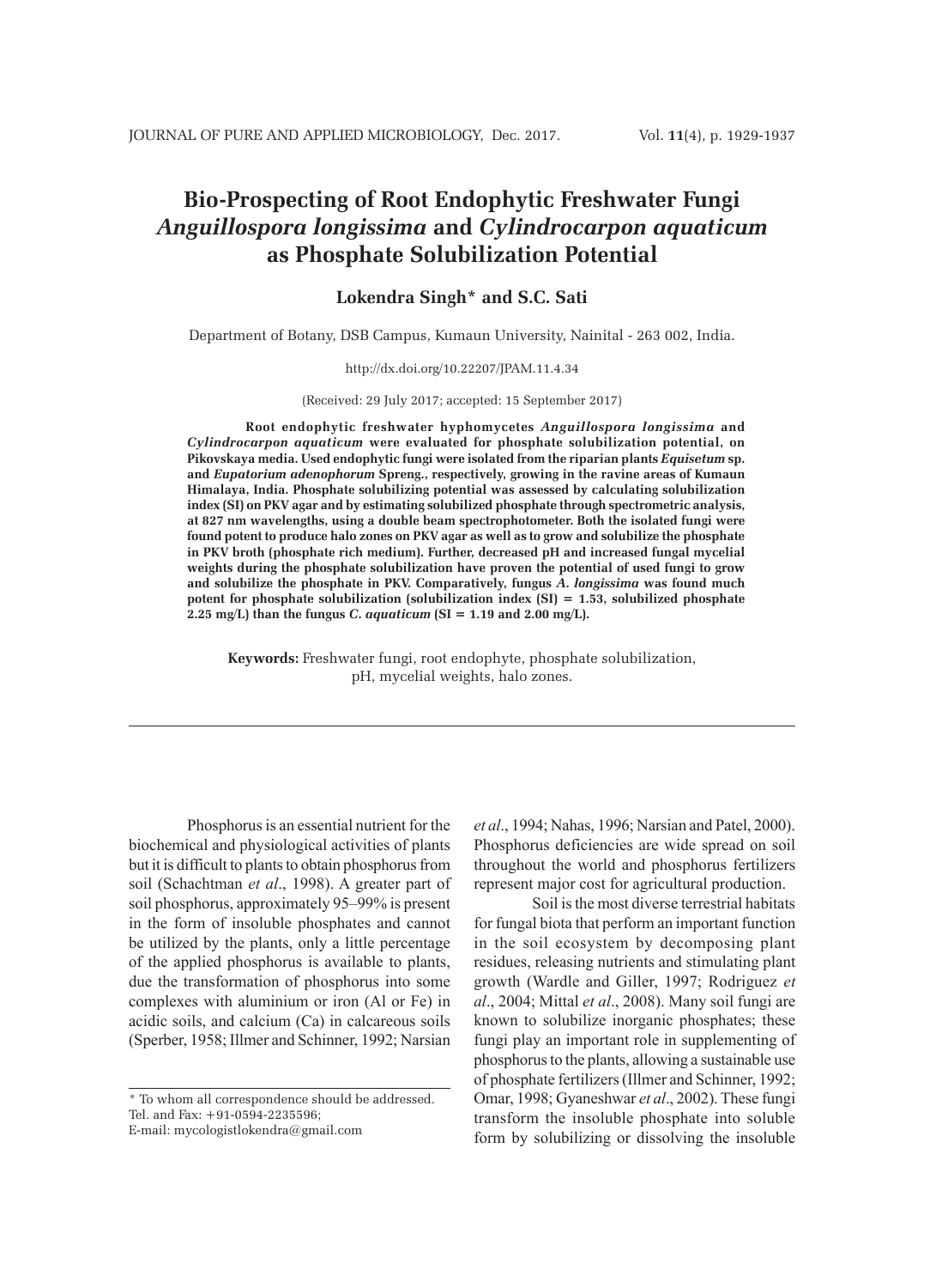# Bio-Prospecting of Root Endophytic Freshwater Fungi *Anguillospora longissima* and *Cylindrocarpon aquaticum* as Phosphate Solubilization Potential

**Lokendra Singh* and S.C. Sati**

Department of Botany, DSB Campus, Kumaun University, Nainital - 263 002, India.

http://dx.doi.org/10.22207/JPAM.11.4.34

(Received: 29 July 2017; accepted: 15 September 2017)

**Root endophytic freshwater hyphomycetes *Anguillospora longissima* and *Cylindrocarpon aquaticum* were evaluated for phosphate solubilization potential, on Pikovskaya media. Used endophytic fungi were isolated from the riparian plants *Equisetum* sp. and *Eupatorium adenophorum* Spreng., respectively, growing in the ravine areas of Kumaun Himalaya, India. Phosphate solubilizing potential was assessed by calculating solubilization index (SI) on PKV agar and by estimating solubilized phosphate through spectrometric analysis, at 827 nm wavelengths, using a double beam spectrophotometer. Both the isolated fungi were found potent to produce halo zones on PKV agar as well as to grow and solubilize the phosphate in PKV broth (phosphate rich medium). Further, decreased pH and increased fungal mycelial weights during the phosphate solubilization have proven the potential of used fungi to grow and solubilize the phosphate in PKV. Comparatively, fungus *A. longissima* was found much potent for phosphate solubilization (solubilization index (SI) = 1.53, solubilized phosphate 2.25 mg/L) than the fungus *C. aquaticum* (SI = 1.19 and 2.00 mg/L).**

**Keywords:** Freshwater fungi, root endophyte, phosphate solubilization, pH, mycelial weights, halo zones.

---

Phosphorus is an essential nutrient for the biochemical and physiological activities of plants but it is difficult to plants to obtain phosphorus from soil (Schachtman *et al*., 1998). A greater part of soil phosphorus, approximately 95–99% is present in the form of insoluble phosphates and cannot be utilized by the plants, only a little percentage of the applied phosphorus is available to plants, due the transformation of phosphorus into some complexes with aluminium or iron (Al or Fe) in acidic soils, and calcium (Ca) in calcareous soils (Sperber, 1958; Illmer and Schinner, 1992; Narsian *et al*., 1994; Nahas, 1996; Narsian and Patel, 2000). Phosphorus deficiencies are wide spread on soil throughout the world and phosphorus fertilizers represent major cost for agricultural production.

Soil is the most diverse terrestrial habitats for fungal biota that perform an important function in the soil ecosystem by decomposing plant residues, releasing nutrients and stimulating plant growth (Wardle and Giller, 1997; Rodriguez *et al*., 2004; Mittal *et al*., 2008). Many soil fungi are known to solubilize inorganic phosphates; these fungi play an important role in supplementing of phosphorus to the plants, allowing a sustainable use of phosphate fertilizers (Illmer and Schinner, 1992; Omar, 1998; Gyaneshwar *et al*., 2002). These fungi transform the insoluble phosphate into soluble form by solubilizing or dissolving the insoluble

\* To whom all correspondence should be addressed.
Tel. and Fax: +91-0594-2235596;
E-mail: mycologistlokendra@gmail.com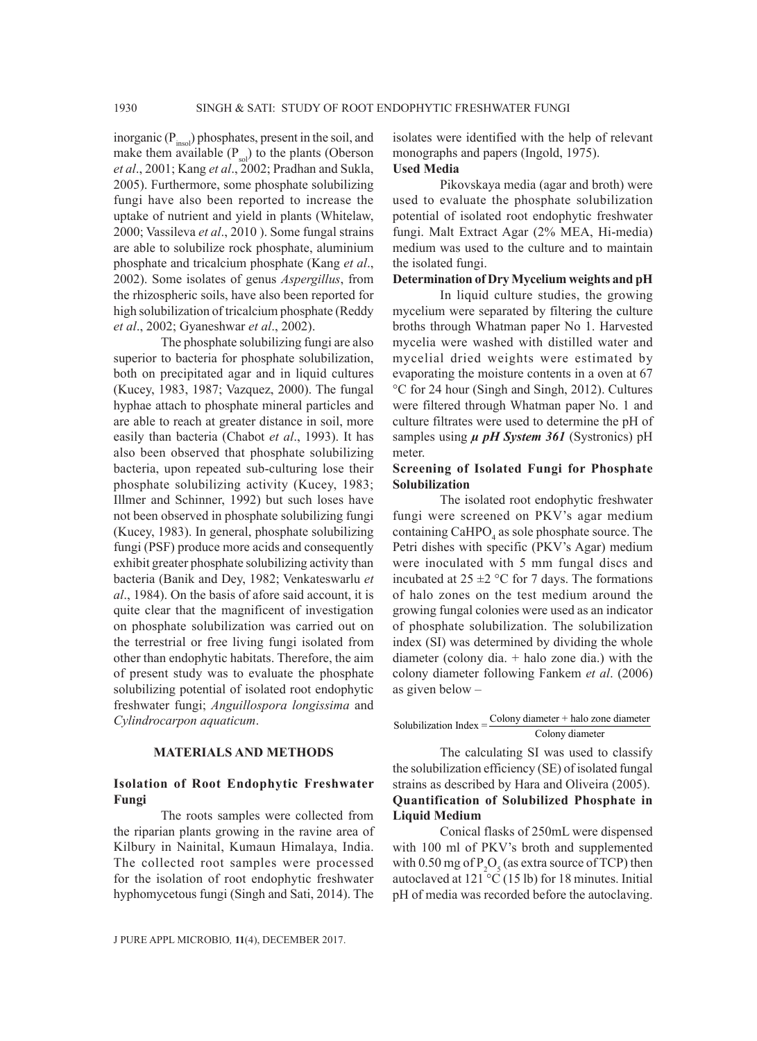inorganic ($P_{insol}$) phosphates, present in the soil, and make them available ($P_{sol}$) to the plants (Oberson *et al*., 2001; Kang *et al*., 2002; Pradhan and Sukla, 2005). Furthermore, some phosphate solubilizing fungi have also been reported to increase the uptake of nutrient and yield in plants (Whitelaw, 2000; Vassileva *et al*., 2010 ). Some fungal strains are able to solubilize rock phosphate, aluminium phosphate and tricalcium phosphate (Kang *et al*., 2002). Some isolates of genus *Aspergillus*, from the rhizospheric soils, have also been reported for high solubilization of tricalcium phosphate (Reddy *et al*., 2002; Gyaneshwar *et al*., 2002).

The phosphate solubilizing fungi are also superior to bacteria for phosphate solubilization, both on precipitated agar and in liquid cultures (Kucey, 1983, 1987; Vazquez, 2000). The fungal hyphae attach to phosphate mineral particles and are able to reach at greater distance in soil, more easily than bacteria (Chabot *et al*., 1993). It has also been observed that phosphate solubilizing bacteria, upon repeated sub-culturing lose their phosphate solubilizing activity (Kucey, 1983; Illmer and Schinner, 1992) but such loses have not been observed in phosphate solubilizing fungi (Kucey, 1983). In general, phosphate solubilizing fungi (PSF) produce more acids and consequently exhibit greater phosphate solubilizing activity than bacteria (Banik and Dey, 1982; Venkateswarlu *et al*., 1984). On the basis of afore said account, it is quite clear that the magnificent of investigation on phosphate solubilization was carried out on the terrestrial or free living fungi isolated from other than endophytic habitats. Therefore, the aim of present study was to evaluate the phosphate solubilizing potential of isolated root endophytic freshwater fungi; *Anguillospora longissima* and *Cylindrocarpon aquaticum*.

## MATERIALS AND METHODS

### Isolation of Root Endophytic Freshwater Fungi

The roots samples were collected from the riparian plants growing in the ravine area of Kilbury in Nainital, Kumaun Himalaya, India. The collected root samples were processed for the isolation of root endophytic freshwater hyphomycetous fungi (Singh and Sati, 2014). The isolates were identified with the help of relevant monographs and papers (Ingold, 1975).

### Used Media

Pikovskaya media (agar and broth) were used to evaluate the phosphate solubilization potential of isolated root endophytic freshwater fungi. Malt Extract Agar (2% MEA, Hi-media) medium was used to the culture and to maintain the isolated fungi.

### Determination of Dry Mycelium weights and pH

In liquid culture studies, the growing mycelium were separated by filtering the culture broths through Whatman paper No 1. Harvested mycelia were washed with distilled water and mycelial dried weights were estimated by evaporating the moisture contents in a oven at 67 °C for 24 hour (Singh and Singh, 2012). Cultures were filtered through Whatman paper No. 1 and culture filtrates were used to determine the pH of samples using ***µ pH System 361*** (Systronics) pH meter.

### Screening of Isolated Fungi for Phosphate Solubilization

The isolated root endophytic freshwater fungi were screened on PKV's agar medium containing $CaHPO_4$ as sole phosphate source. The Petri dishes with specific (PKV's Agar) medium were inoculated with 5 mm fungal discs and incubated at 25 ±2 °C for 7 days. The formations of halo zones on the test medium around the growing fungal colonies were used as an indicator of phosphate solubilization. The solubilization index (SI) was determined by dividing the whole diameter (colony dia. + halo zone dia.) with the colony diameter following Fankem *et al*. (2006) as given below –

$$\text{Solubilization Index} = \frac{\text{Colony diameter} + \text{halo zone diameter}}{\text{Colony diameter}}$$

The calculating SI was used to classify the solubilization efficiency (SE) of isolated fungal strains as described by Hara and Oliveira (2005).

### Quantification of Solubilized Phosphate in Liquid Medium

Conical flasks of 250mL were dispensed with 100 ml of PKV's broth and supplemented with 0.50 mg of $P_2O_5$ (as extra source of TCP) then autoclaved at 121 °C (15 lb) for 18 minutes. Initial pH of media was recorded before the autoclaving.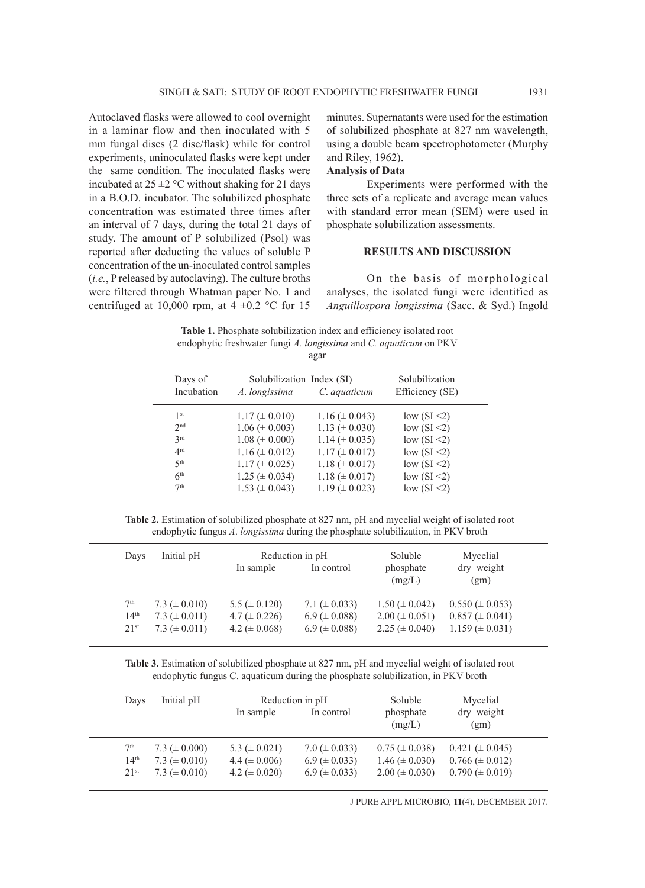Autoclaved flasks were allowed to cool overnight in a laminar flow and then inoculated with 5 mm fungal discs (2 disc/flask) while for control experiments, uninoculated flasks were kept under the same condition. The inoculated flasks were incubated at 25 ±2 °C without shaking for 21 days in a B.O.D. incubator. The solubilized phosphate concentration was estimated three times after an interval of 7 days, during the total 21 days of study. The amount of P solubilized (Psol) was reported after deducting the values of soluble P concentration of the un-inoculated control samples (*i.e.*, P released by autoclaving). The culture broths were filtered through Whatman paper No. 1 and centrifuged at 10,000 rpm, at 4 ±0.2 °C for 15 minutes. Supernatants were used for the estimation of solubilized phosphate at 827 nm wavelength, using a double beam spectrophotometer (Murphy and Riley, 1962).

**Analysis of Data**

Experiments were performed with the three sets of a replicate and average mean values with standard error mean (SEM) were used in phosphate solubilization assessments.

## RESULTS AND DISCUSSION

On the basis of morphological analyses, the isolated fungi were identified as *Anguillospora longissima* (Sacc. & Syd.) Ingold

**Table 1.** Phosphate solubilization index and efficiency isolated root endophytic freshwater fungi *A. longissima* and *C. aquaticum* on PKV agar

| Days of Incubation | Solubilization Index (SI) | | Solubilization Efficiency (SE) |
|---|---|---|---|
| | *A. longissima* | *C. aquaticum* | |
| 1st | 1.17 (± 0.010) | 1.16 (± 0.043) | low (SI <2) |
| 2nd | 1.06 (± 0.003) | 1.13 (± 0.030) | low (SI <2) |
| 3rd | 1.08 (± 0.000) | 1.14 (± 0.035) | low (SI <2) |
| 4rd | 1.16 (± 0.012) | 1.17 (± 0.017) | low (SI <2) |
| 5th | 1.17 (± 0.025) | 1.18 (± 0.017) | low (SI <2) |
| 6th | 1.25 (± 0.034) | 1.18 (± 0.017) | low (SI <2) |
| 7th | 1.53 (± 0.043) | 1.19 (± 0.023) | low (SI <2) |

**Table 2.** Estimation of solubilized phosphate at 827 nm, pH and mycelial weight of isolated root endophytic fungus *A. longissima* during the phosphate solubilization, in PKV broth

| Days | Initial pH | Reduction in pH | | Soluble phosphate (mg/L) | Mycelial dry weight (gm) |
|---|---|---|---|---|---|
| | | In sample | In control | | |
| 7th | 7.3 (± 0.010) | 5.5 (± 0.120) | 7.1 (± 0.033) | 1.50 (± 0.042) | 0.550 (± 0.053) |
| 14th | 7.3 (± 0.011) | 4.7 (± 0.226) | 6.9 (± 0.088) | 2.00 (± 0.051) | 0.857 (± 0.041) |
| 21st | 7.3 (± 0.011) | 4.2 (± 0.068) | 6.9 (± 0.088) | 2.25 (± 0.040) | 1.159 (± 0.031) |

**Table 3.** Estimation of solubilized phosphate at 827 nm, pH and mycelial weight of isolated root endophytic fungus C. aquaticum during the phosphate solubilization, in PKV broth

| Days | Initial pH | Reduction in pH | | Soluble phosphate (mg/L) | Mycelial dry weight (gm) |
|---|---|---|---|---|---|
| | | In sample | In control | | |
| 7th | 7.3 (± 0.000) | 5.3 (± 0.021) | 7.0 (± 0.033) | 0.75 (± 0.038) | 0.421 (± 0.045) |
| 14th | 7.3 (± 0.010) | 4.4 (± 0.006) | 6.9 (± 0.033) | 1.46 (± 0.030) | 0.766 (± 0.012) |
| 21st | 7.3 (± 0.010) | 4.2 (± 0.020) | 6.9 (± 0.033) | 2.00 (± 0.030) | 0.790 (± 0.019) |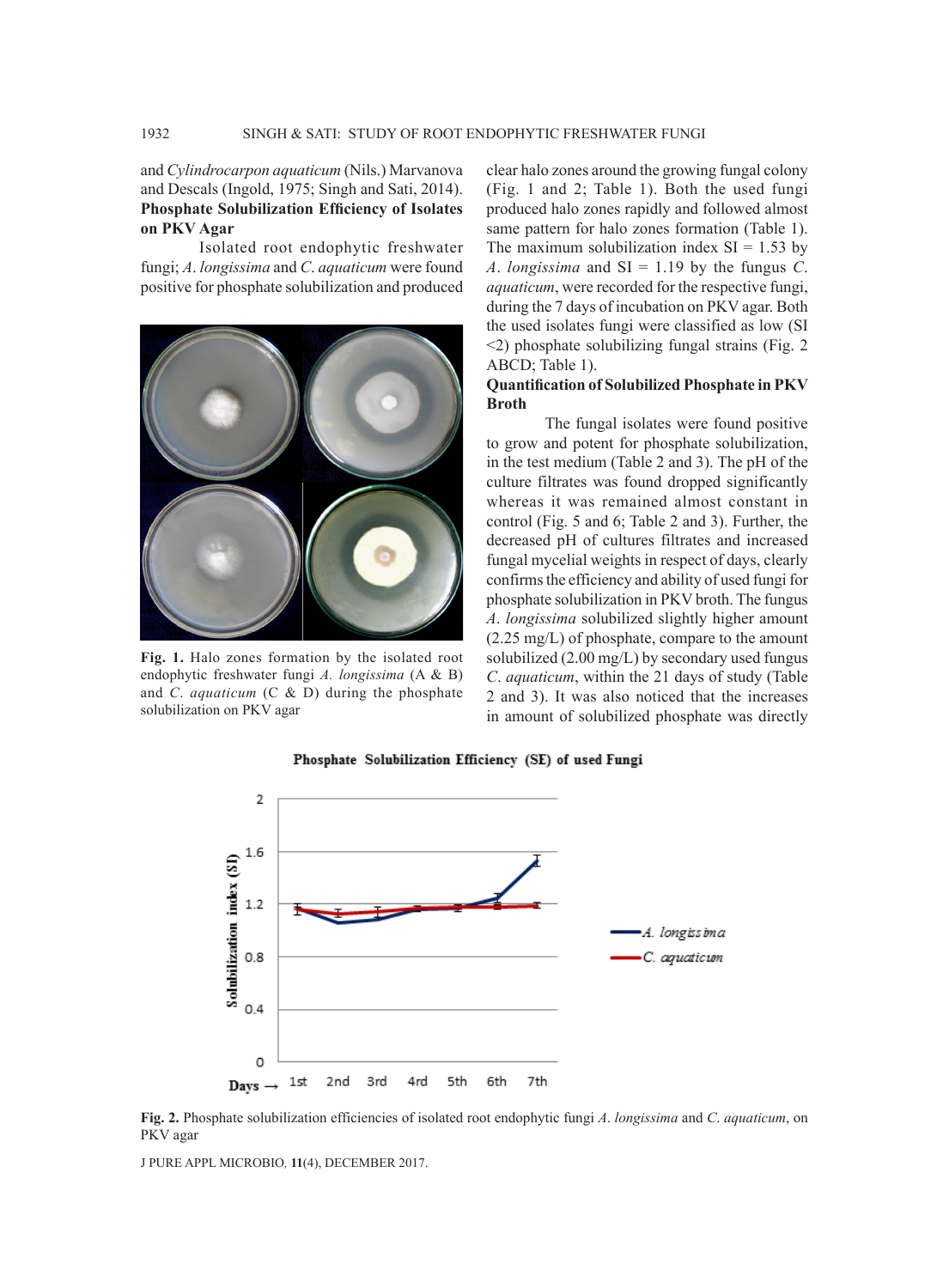and *Cylindrocarpon aquaticum* (Nils.) Marvanova and Descals (Ingold, 1975; Singh and Sati, 2014).

**Phosphate Solubilization Efficiency of Isolates on PKV Agar**

Isolated root endophytic freshwater fungi; *A. longissima* and *C. aquaticum* were found positive for phosphate solubilization and produced clear halo zones around the growing fungal colony (Fig. 1 and 2; Table 1). Both the used fungi produced halo zones rapidly and followed almost same pattern for halo zones formation (Table 1). The maximum solubilization index SI = 1.53 by *A. longissima* and SI = 1.19 by the fungus *C. aquaticum*, were recorded for the respective fungi, during the 7 days of incubation on PKV agar. Both the used isolates fungi were classified as low (SI <2) phosphate solubilizing fungal strains (Fig. 2 ABCD; Table 1).

**Fig. 1.** Halo zones formation by the isolated root endophytic freshwater fungi *A. longissima* (A & B) and *C. aquaticum* (C & D) during the phosphate solubilization on PKV agar

**Quantification of Solubilized Phosphate in PKV Broth**

The fungal isolates were found positive to grow and potent for phosphate solubilization, in the test medium (Table 2 and 3). The pH of the culture filtrates was found dropped significantly whereas it was remained almost constant in control (Fig. 5 and 6; Table 2 and 3). Further, the decreased pH of cultures filtrates and increased fungal mycelial weights in respect of days, clearly confirms the efficiency and ability of used fungi for phosphate solubilization in PKV broth. The fungus *A. longissima* solubilized slightly higher amount (2.25 mg/L) of phosphate, compare to the amount solubilized (2.00 mg/L) by secondary used fungus *C. aquaticum*, within the 21 days of study (Table 2 and 3). It was also noticed that the increases in amount of solubilized phosphate was directly

**Fig. 2.** Phosphate solubilization efficiencies of isolated root endophytic fungi *A. longissima* and *C. aquaticum*, on PKV agar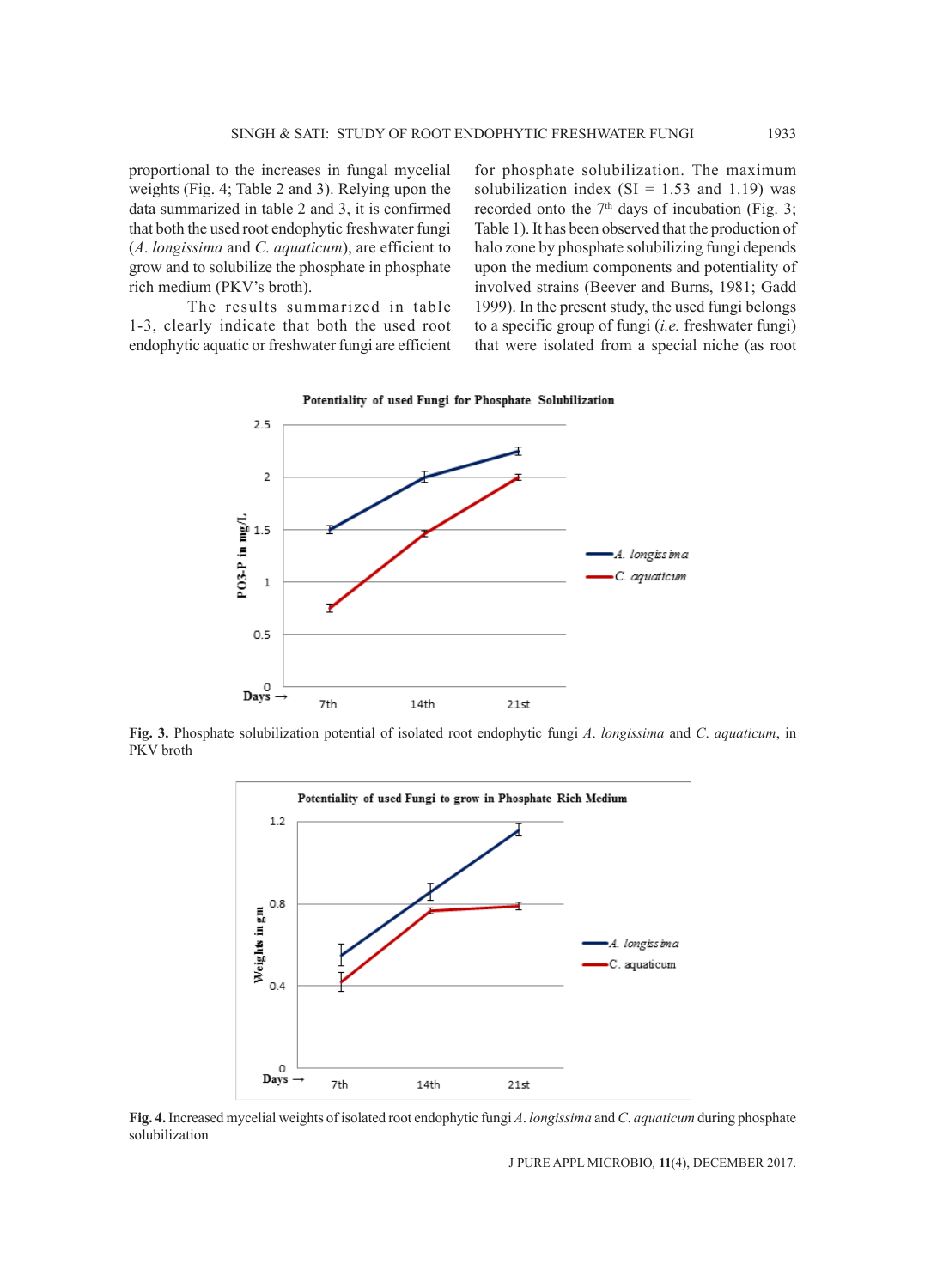proportional to the increases in fungal mycelial weights (Fig. 4; Table 2 and 3). Relying upon the data summarized in table 2 and 3, it is confirmed that both the used root endophytic freshwater fungi (*A. longissima* and *C. aquaticum*), are efficient to grow and to solubilize the phosphate in phosphate rich medium (PKV's broth).

The results summarized in table 1-3, clearly indicate that both the used root endophytic aquatic or freshwater fungi are efficient for phosphate solubilization. The maximum solubilization index (SI = 1.53 and 1.19) was recorded onto the 7th days of incubation (Fig. 3; Table 1). It has been observed that the production of halo zone by phosphate solubilizing fungi depends upon the medium components and potentiality of involved strains (Beever and Burns, 1981; Gadd 1999). In the present study, the used fungi belongs to a specific group of fungi (*i.e.* freshwater fungi) that were isolated from a special niche (as root

**Fig. 3.** Phosphate solubilization potential of isolated root endophytic fungi *A. longissima* and *C. aquaticum*, in PKV broth

**Fig. 4.** Increased mycelial weights of isolated root endophytic fungi *A. longissima* and *C. aquaticum* during phosphate solubilization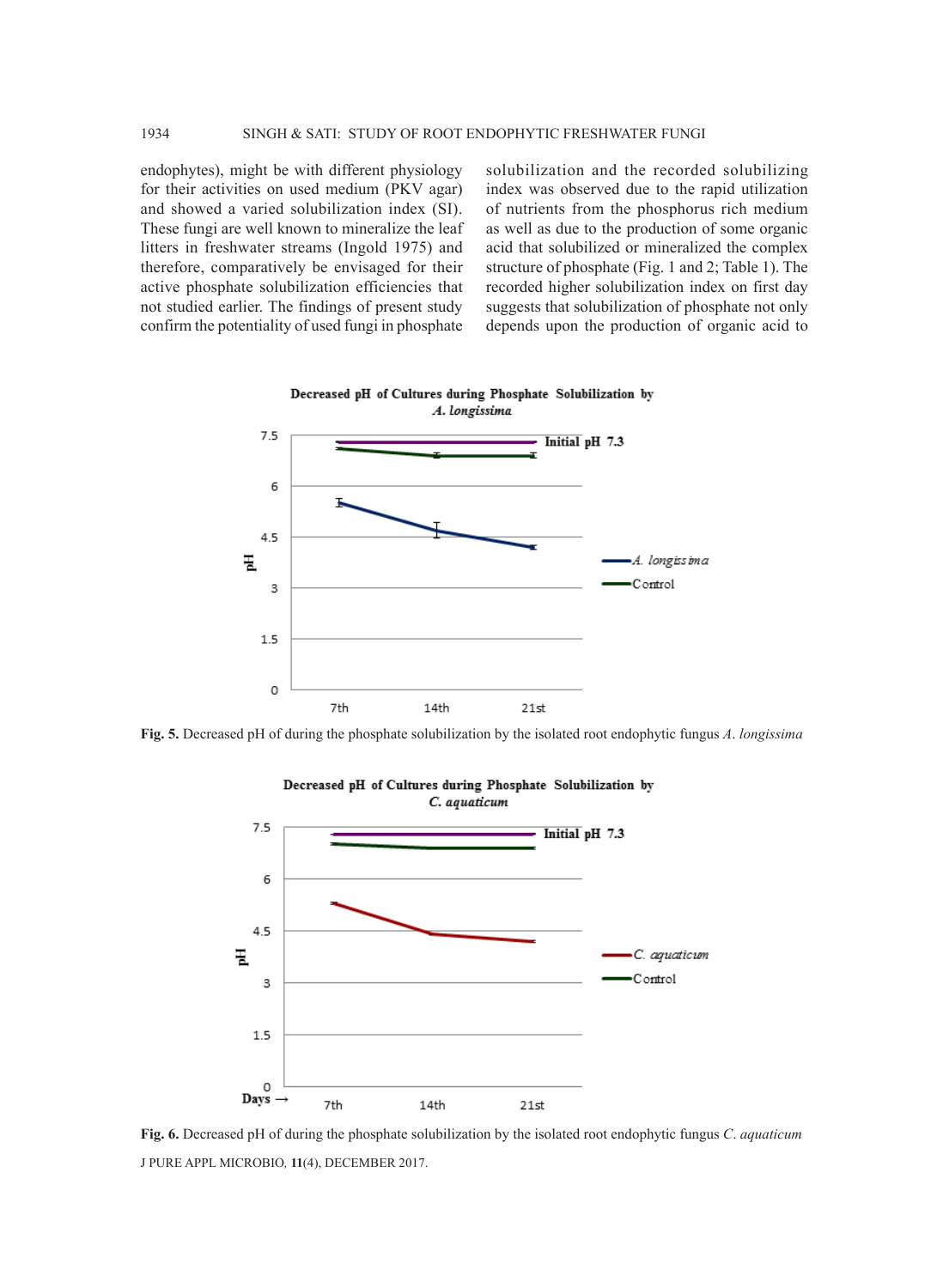endophytes), might be with different physiology for their activities on used medium (PKV agar) and showed a varied solubilization index (SI). These fungi are well known to mineralize the leaf litters in freshwater streams (Ingold 1975) and therefore, comparatively be envisaged for their active phosphate solubilization efficiencies that not studied earlier. The findings of present study confirm the potentiality of used fungi in phosphate solubilization and the recorded solubilizing index was observed due to the rapid utilization of nutrients from the phosphorus rich medium as well as due to the production of some organic acid that solubilized or mineralized the complex structure of phosphate (Fig. 1 and 2; Table 1). The recorded higher solubilization index on first day suggests that solubilization of phosphate not only depends upon the production of organic acid to

**Fig. 5.** Decreased pH of during the phosphate solubilization by the isolated root endophytic fungus *A. longissima*

**Fig. 6.** Decreased pH of during the phosphate solubilization by the isolated root endophytic fungus *C. aquaticum*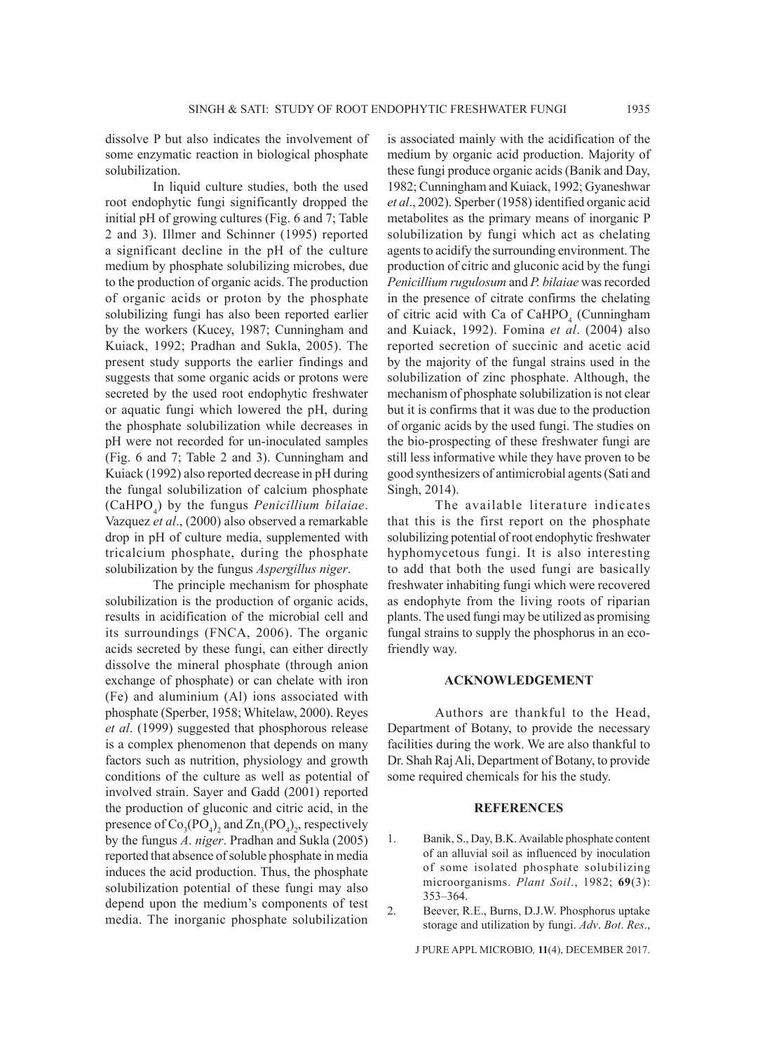dissolve P but also indicates the involvement of some enzymatic reaction in biological phosphate solubilization.

In liquid culture studies, both the used root endophytic fungi significantly dropped the initial pH of growing cultures (Fig. 6 and 7; Table 2 and 3). Illmer and Schinner (1995) reported a significant decline in the pH of the culture medium by phosphate solubilizing microbes, due to the production of organic acids. The production of organic acids or proton by the phosphate solubilizing fungi has also been reported earlier by the workers (Kucey, 1987; Cunningham and Kuiack, 1992; Pradhan and Sukla, 2005). The present study supports the earlier findings and suggests that some organic acids or protons were secreted by the used root endophytic freshwater or aquatic fungi which lowered the pH, during the phosphate solubilization while decreases in pH were not recorded for un-inoculated samples (Fig. 6 and 7; Table 2 and 3). Cunningham and Kuiack (1992) also reported decrease in pH during the fungal solubilization of calcium phosphate ($CaHPO_4$) by the fungus *Penicillium bilaiae*. Vazquez *et al*., (2000) also observed a remarkable drop in pH of culture media, supplemented with tricalcium phosphate, during the phosphate solubilization by the fungus *Aspergillus niger*.

The principle mechanism for phosphate solubilization is the production of organic acids, results in acidification of the microbial cell and its surroundings (FNCA, 2006). The organic acids secreted by these fungi, can either directly dissolve the mineral phosphate (through anion exchange of phosphate) or can chelate with iron (Fe) and aluminium (Al) ions associated with phosphate (Sperber, 1958; Whitelaw, 2000). Reyes *et al*. (1999) suggested that phosphorous release is a complex phenomenon that depends on many factors such as nutrition, physiology and growth conditions of the culture as well as potential of involved strain. Sayer and Gadd (2001) reported the production of gluconic and citric acid, in the presence of $Co_3(PO_4)_2$ and $Zn_3(PO_4)_2$, respectively by the fungus *A*. *niger*. Pradhan and Sukla (2005) reported that absence of soluble phosphate in media induces the acid production. Thus, the phosphate solubilization potential of these fungi may also depend upon the medium's components of test media. The inorganic phosphate solubilization is associated mainly with the acidification of the medium by organic acid production. Majority of these fungi produce organic acids (Banik and Day, 1982; Cunningham and Kuiack, 1992; Gyaneshwar *et al*., 2002). Sperber (1958) identified organic acid metabolites as the primary means of inorganic P solubilization by fungi which act as chelating agents to acidify the surrounding environment. The production of citric and gluconic acid by the fungi *Penicillium rugulosum* and *P. bilaiae* was recorded in the presence of citrate confirms the chelating of citric acid with Ca of $CaHPO_4$ (Cunningham and Kuiack, 1992). Fomina *et al*. (2004) also reported secretion of succinic and acetic acid by the majority of the fungal strains used in the solubilization of zinc phosphate. Although, the mechanism of phosphate solubilization is not clear but it is confirms that it was due to the production of organic acids by the used fungi. The studies on the bio-prospecting of these freshwater fungi are still less informative while they have proven to be good synthesizers of antimicrobial agents (Sati and Singh, 2014).

The available literature indicates that this is the first report on the phosphate solubilizing potential of root endophytic freshwater hyphomycetous fungi. It is also interesting to add that both the used fungi are basically freshwater inhabiting fungi which were recovered as endophyte from the living roots of riparian plants. The used fungi may be utilized as promising fungal strains to supply the phosphorus in an eco-friendly way.

## ACKNOWLEDGEMENT

Authors are thankful to the Head, Department of Botany, to provide the necessary facilities during the work. We are also thankful to Dr. Shah Raj Ali, Department of Botany, to provide some required chemicals for his the study.

## REFERENCES

1. Banik, S., Day, B.K. Available phosphate content of an alluvial soil as influenced by inoculation of some isolated phosphate solubilizing microorganisms. *Plant Soil*., 1982; **69**(3): 353–364.
2. Beever, R.E., Burns, D.J.W. Phosphorus uptake storage and utilization by fungi. *Adv*. *Bot*. *Res*.,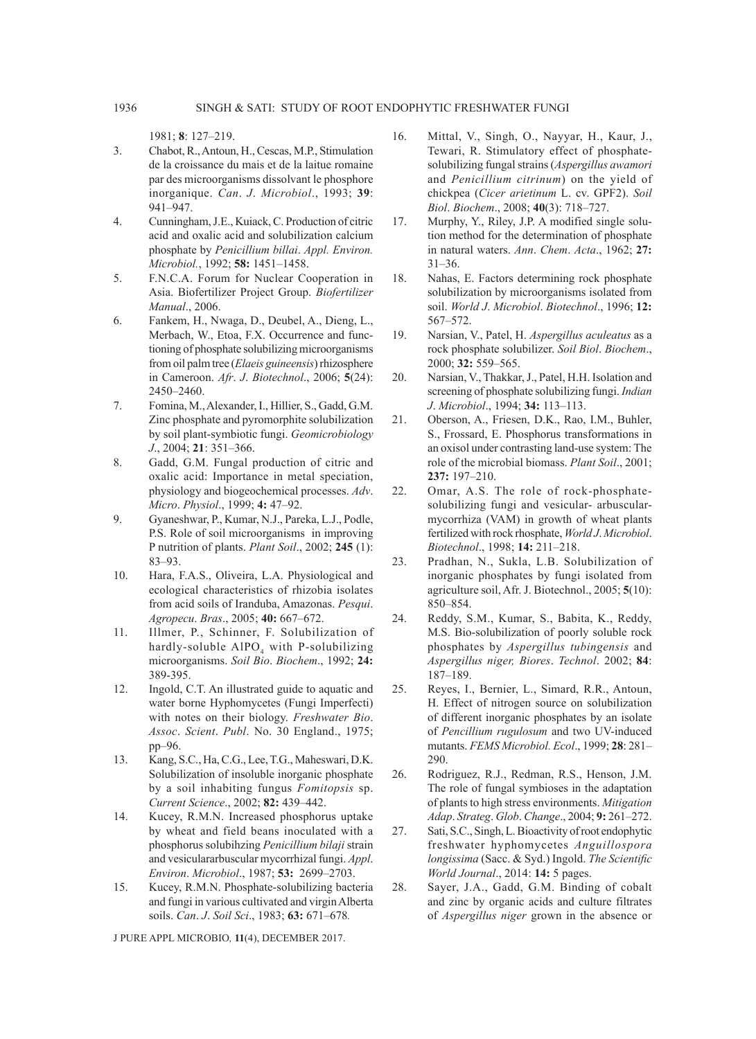1981; **8**: 127–219.

3. Chabot, R., Antoun, H., Cescas, M.P., Stimulation de la croissance du mais et de la laitue romaine par des microorganisms dissolvant le phosphore inorganique. *Can*. *J*. *Microbiol*., 1993; **39**: 941–947.
4. Cunningham, J.E., Kuiack, C. Production of citric acid and oxalic acid and solubilization calcium phosphate by *Penicillium billai*. *Appl. Environ. Microbiol.*, 1992; **58:** 1451–1458.
5. F.N.C.A. Forum for Nuclear Cooperation in Asia. Biofertilizer Project Group. *Biofertilizer Manual*., 2006.
6. Fankem, H., Nwaga, D., Deubel, A., Dieng, L., Merbach, W., Etoa, F.X. Occurrence and functioning of phosphate solubilizing microorganisms from oil palm tree (*Elaeis guineensis*) rhizosphere in Cameroon. *Afr*. *J*. *Biotechnol*., 2006; **5**(24): 2450–2460.
7. Fomina, M., Alexander, I., Hillier, S., Gadd, G.M. Zinc phosphate and pyromorphite solubilization by soil plant-symbiotic fungi. *Geomicrobiology J*., 2004; **21**: 351–366.
8. Gadd, G.M. Fungal production of citric and oxalic acid: Importance in metal speciation, physiology and biogeochemical processes. *Adv*. *Micro*. *Physiol*., 1999; **4:** 47–92.
9. Gyaneshwar, P., Kumar, N.J., Pareka, L.J., Podle, P.S. Role of soil microorganisms in improving P nutrition of plants. *Plant Soil*., 2002; **245** (1): 83–93.
10. Hara, F.A.S., Oliveira, L.A. Physiological and ecological characteristics of rhizobia isolates from acid soils of Iranduba, Amazonas. *Pesqui*. *Agropecu*. *Bras*., 2005; **40:** 667–672.
11. Illmer, P., Schinner, F. Solubilization of hardly-soluble $AlPO_4$ with P-solubilizing microorganisms. *Soil Bio*. *Biochem*., 1992; **24:** 389-395.
12. Ingold, C.T. An illustrated guide to aquatic and water borne Hyphomycetes (Fungi Imperfecti) with notes on their biology. *Freshwater Bio*. *Assoc*. *Scient*. *Publ*. No. 30 England., 1975; pp–96.
13. Kang, S.C., Ha, C.G., Lee, T.G., Maheswari, D.K. Solubilization of insoluble inorganic phosphate by a soil inhabiting fungus *Fomitopsis* sp. *Current Science*., 2002; **82:** 439–442.
14. Kucey, R.M.N. Increased phosphorus uptake by wheat and field beans inoculated with a phosphorus solubihzing *Penicillium bilaji* strain and vesiculararbuscular mycorrhizal fungi. *Appl*. *Environ*. *Microbiol*., 1987; **53:** 2699–2703.
15. Kucey, R.M.N. Phosphate-solubilizing bacteria and fungi in various cultivated and virgin Alberta soils. *Can*. *J*. *Soil Sci*., 1983; **63:** 671–678*.*
16. Mittal, V., Singh, O., Nayyar, H., Kaur, J., Tewari, R. Stimulatory effect of phosphate-solubilizing fungal strains (*Aspergillus awamori* and *Penicillium citrinum*) on the yield of chickpea (*Cicer arietinum* L. cv. GPF2). *Soil Biol*. *Biochem*., 2008; **40**(3): 718–727.
17. Murphy, Y., Riley, J.P. A modified single solution method for the determination of phosphate in natural waters. *Ann*. *Chem*. *Acta*., 1962; **27:** 31–36.
18. Nahas, E. Factors determining rock phosphate solubilization by microorganisms isolated from soil. *World J*. *Microbiol*. *Biotechnol*., 1996; **12:** 567–572.
19. Narsian, V., Patel, H. *Aspergillus aculeatus* as a rock phosphate solubilizer. *Soil Biol*. *Biochem*., 2000; **32:** 559–565.
20. Narsian, V., Thakkar, J., Patel, H.H. Isolation and screening of phosphate solubilizing fungi. *Indian J*. *Microbiol*., 1994; **34:** 113–113.
21. Oberson, A., Friesen, D.K., Rao, I.M., Buhler, S., Frossard, E. Phosphorus transformations in an oxisol under contrasting land-use system: The role of the microbial biomass. *Plant Soil*., 2001; **237:** 197–210.
22. Omar, A.S. The role of rock-phosphate-solubilizing fungi and vesicular- arbuscular-mycorrhiza (VAM) in growth of wheat plants fertilized with rock rhosphate, *World J*. *Microbiol*. *Biotechnol*., 1998; **14:** 211–218.
23. Pradhan, N., Sukla, L.B. Solubilization of inorganic phosphates by fungi isolated from agriculture soil, Afr. J. Biotechnol., 2005; **5**(10): 850–854.
24. Reddy, S.M., Kumar, S., Babita, K., Reddy, M.S. Bio-solubilization of poorly soluble rock phosphates by *Aspergillus tubingensis* and *Aspergillus niger, Biores*. *Technol*. 2002; **84**: 187–189.
25. Reyes, I., Bernier, L., Simard, R.R., Antoun, H. Effect of nitrogen source on solubilization of different inorganic phosphates by an isolate of *Pencillium rugulosum* and two UV-induced mutants. *FEMS Microbiol. Ecol*., 1999; **28**: 281–290.
26. Rodriguez, R.J., Redman, R.S., Henson, J.M. The role of fungal symbioses in the adaptation of plants to high stress environments. *Mitigation Adap*. *Strateg*. *Glob*. *Change*., 2004; **9:** 261–272.
27. Sati, S.C., Singh, L. Bioactivity of root endophytic freshwater hyphomycetes *Anguillospora longissima* (Sacc. & Syd.) Ingold. *The Scientific World Journal*., 2014: **14:** 5 pages.
28. Sayer, J.A., Gadd, G.M. Binding of cobalt and zinc by organic acids and culture filtrates of *Aspergillus niger* grown in the absence or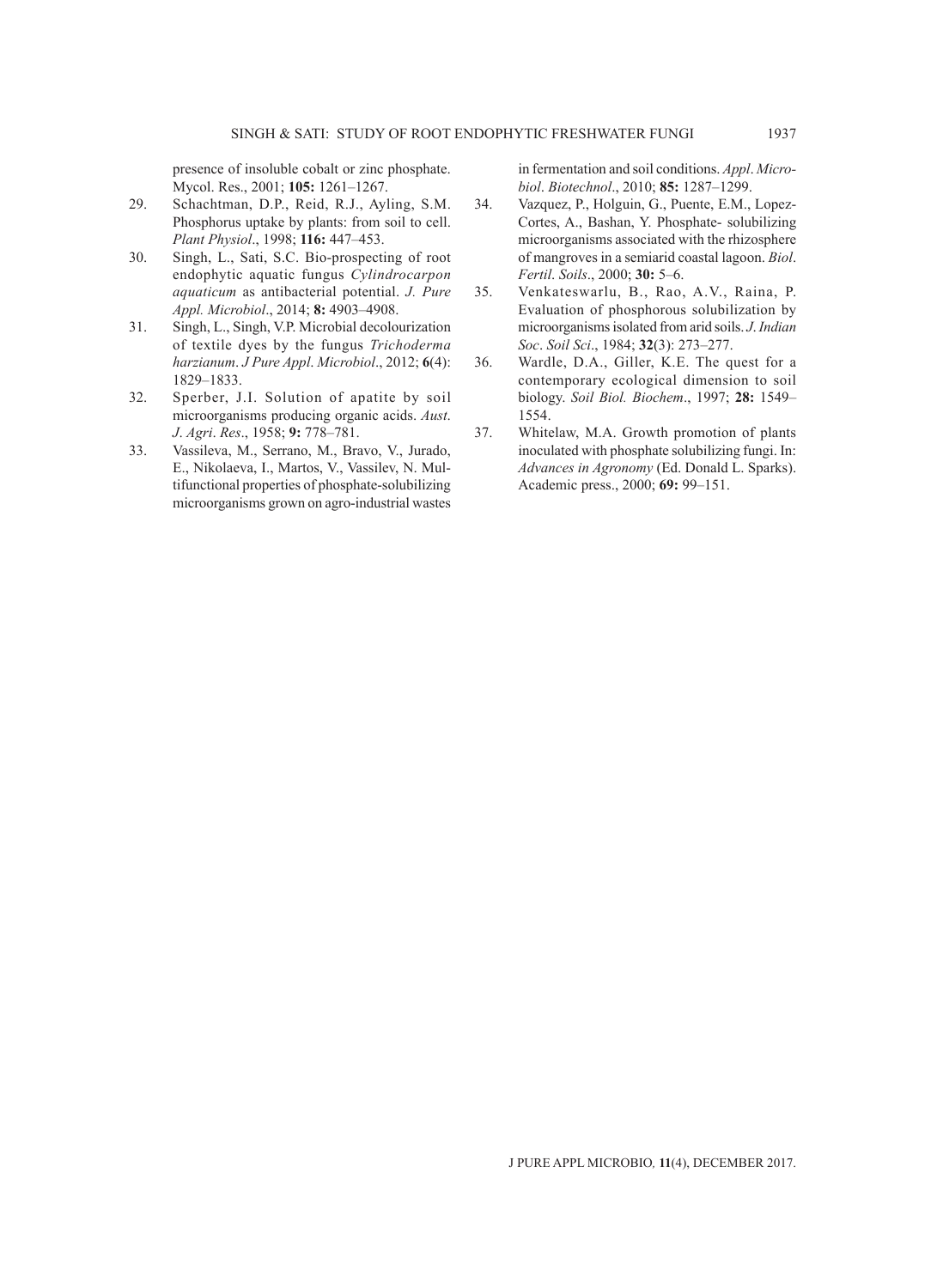presence of insoluble cobalt or zinc phosphate. Mycol. Res., 2001; **105:** 1261–1267.

29. Schachtman, D.P., Reid, R.J., Ayling, S.M. Phosphorus uptake by plants: from soil to cell. *Plant Physiol*., 1998; **116:** 447–453.
30. Singh, L., Sati, S.C. Bio-prospecting of root endophytic aquatic fungus *Cylindrocarpon aquaticum* as antibacterial potential. *J. Pure Appl. Microbiol*., 2014; **8:** 4903–4908.
31. Singh, L., Singh, V.P. Microbial decolourization of textile dyes by the fungus *Trichoderma harzianum*. *J Pure Appl*. *Microbiol*., 2012; **6**(4): 1829–1833.
32. Sperber, J.I. Solution of apatite by soil microorganisms producing organic acids. *Aust*. *J*. *Agri*. *Res*., 1958; **9:** 778–781.
33. Vassileva, M., Serrano, M., Bravo, V., Jurado, E., Nikolaeva, I., Martos, V., Vassilev, N. Multifunctional properties of phosphate-solubilizing microorganisms grown on agro-industrial wastes in fermentation and soil conditions. *Appl*. *Microbiol*. *Biotechnol*., 2010; **85:** 1287–1299.
34. Vazquez, P., Holguin, G., Puente, E.M., Lopez-Cortes, A., Bashan, Y. Phosphate- solubilizing microorganisms associated with the rhizosphere of mangroves in a semiarid coastal lagoon. *Biol*. *Fertil*. *Soils*., 2000; **30:** 5–6.
35. Venkateswarlu, B., Rao, A.V., Raina, P. Evaluation of phosphorous solubilization by microorganisms isolated from arid soils. *J*. *Indian Soc*. *Soil Sci*., 1984; **32**(3): 273–277.
36. Wardle, D.A., Giller, K.E. The quest for a contemporary ecological dimension to soil biology. *Soil Biol. Biochem*., 1997; **28:** 1549–1554.
37. Whitelaw, M.A. Growth promotion of plants inoculated with phosphate solubilizing fungi. In: *Advances in Agronomy* (Ed. Donald L. Sparks). Academic press., 2000; **69:** 99–151.